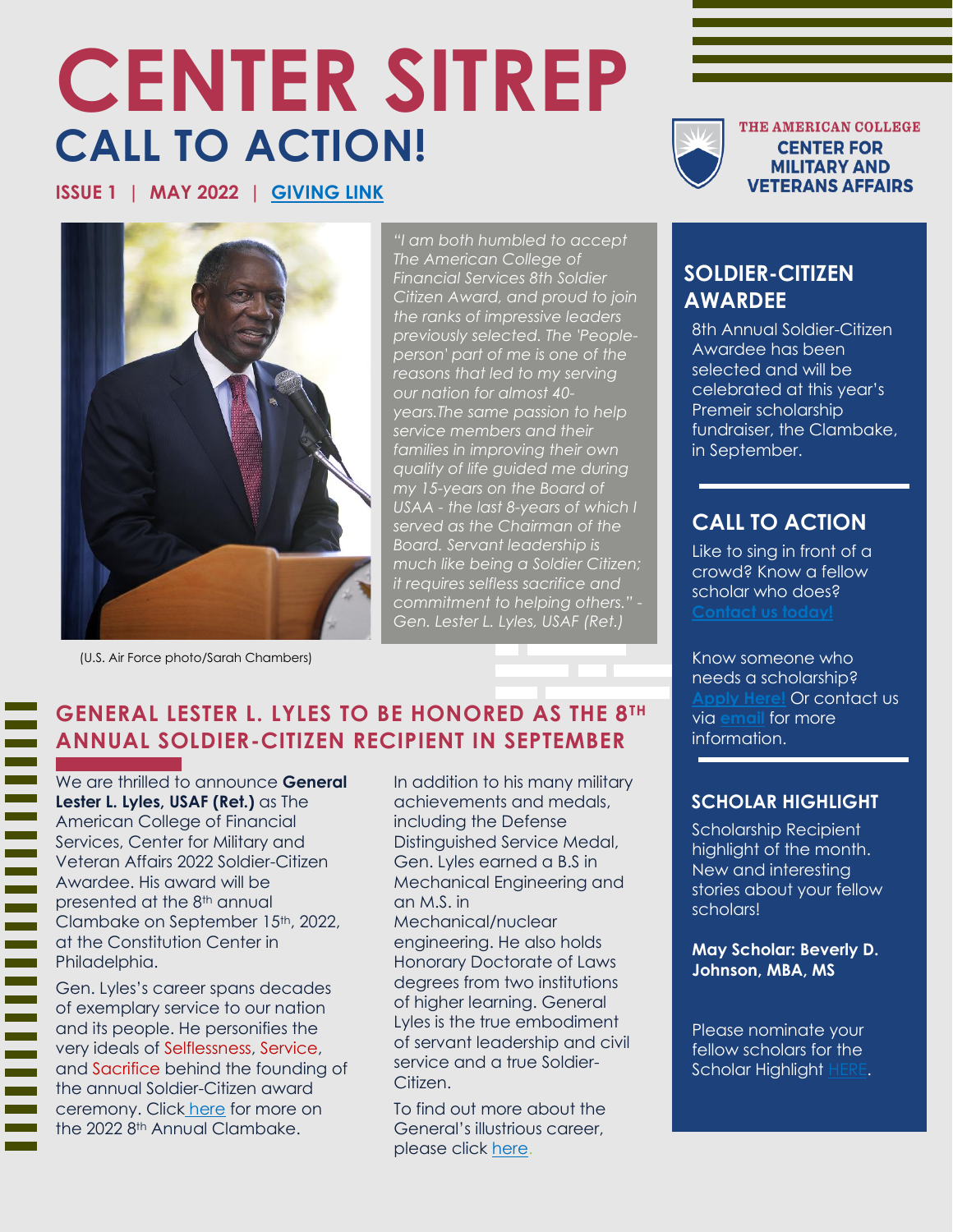# CENTER SITREP

## CALL TO ACTION!

ISSUE 1 | MAY 2022 | GIVING LINK

THE AMERICAN COLLEGE
CENTER FOR MILITARY AND VETERANS AFFAIRS

*"I am both humbled to accept The American College of Financial Services 8th Soldier Citizen Award, and proud to join the ranks of impressive leaders previously selected. The 'People-person' part of me is one of the reasons that led to my serving our nation for almost 40-years.The same passion to help service members and their families in improving their own quality of life guided me during my 15-years on the Board of USAA - the last 8-years of which I served as the Chairman of the Board. Servant leadership is much like being a Soldier Citizen; it requires selfless sacrifice and commitment to helping others." - Gen. Lester L. Lyles, USAF (Ret.)*

(U.S. Air Force photo/Sarah Chambers)

## GENERAL LESTER L. LYLES TO BE HONORED AS THE 8TH ANNUAL SOLDIER-CITIZEN RECIPIENT IN SEPTEMBER

We are thrilled to announce **General Lester L. Lyles, USAF (Ret.)** as The American College of Financial Services, Center for Military and Veteran Affairs 2022 Soldier-Citizen Awardee. His award will be presented at the 8th annual Clambake on September 15th, 2022, at the Constitution Center in Philadelphia.

Gen. Lyles's career spans decades of exemplary service to our nation and its people. He personifies the very ideals of Selflessness, Service, and Sacrifice behind the founding of the annual Soldier-Citizen award ceremony. Click here for more on the 2022 8th Annual Clambake.

In addition to his many military achievements and medals, including the Defense Distinguished Service Medal, Gen. Lyles earned a B.S in Mechanical Engineering and an M.S. in Mechanical/nuclear engineering. He also holds Honorary Doctorate of Laws degrees from two institutions of higher learning. General Lyles is the true embodiment of servant leadership and civil service and a true Soldier-Citizen.

To find out more about the General's illustrious career, please click here.

### SOLDIER-CITIZEN AWARDEE

8th Annual Soldier-Citizen Awardee has been selected and will be celebrated at this year's Premeir scholarship fundraiser, the Clambake, in September.

### CALL TO ACTION

Like to sing in front of a crowd? Know a fellow scholar who does? Contact us today!

Know someone who needs a scholarship? Apply Here! Or contact us via email for more information.

### SCHOLAR HIGHLIGHT

Scholarship Recipient highlight of the month. New and interesting stories about your fellow scholars!

**May Scholar: Beverly D. Johnson, MBA, MS**

Please nominate your fellow scholars for the Scholar Highlight HERE.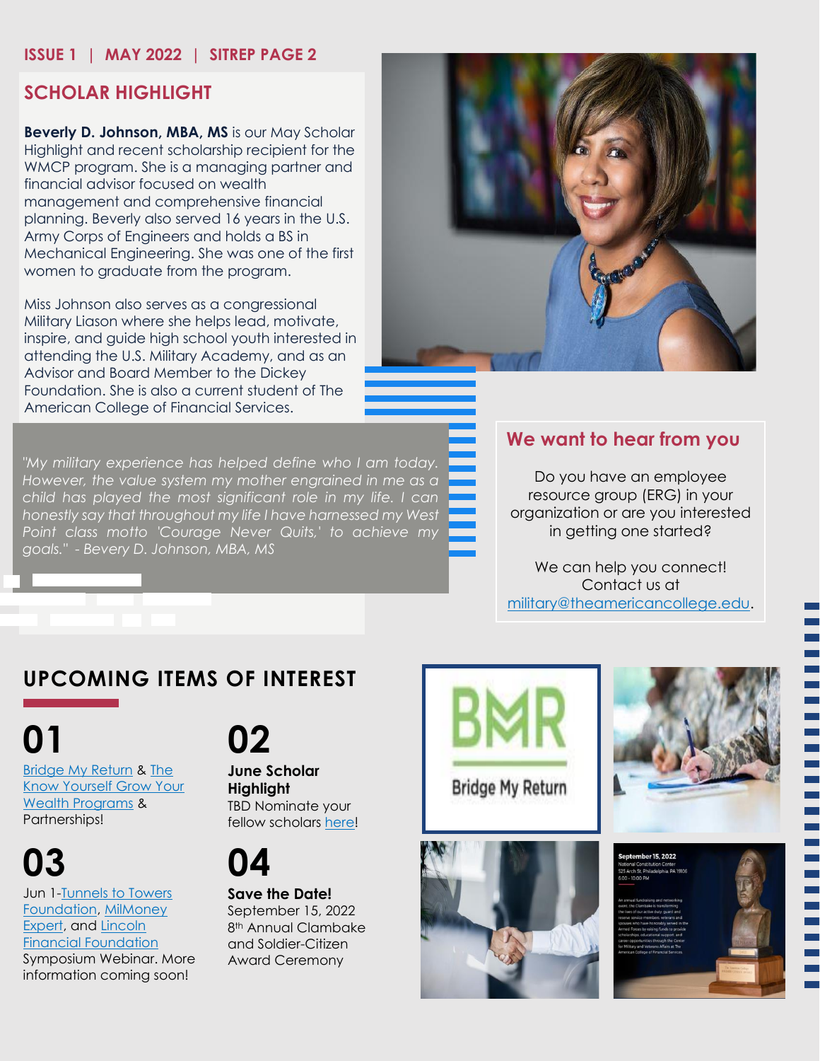## SCHOLAR HIGHLIGHT

**Beverly D. Johnson, MBA, MS** is our May Scholar Highlight and recent scholarship recipient for the WMCP program. She is a managing partner and financial advisor focused on wealth management and comprehensive financial planning. Beverly also served 16 years in the U.S. Army Corps of Engineers and holds a BS in Mechanical Engineering. She was one of the first women to graduate from the program.

Miss Johnson also serves as a congressional Military Liason where she helps lead, motivate, inspire, and guide high school youth interested in attending the U.S. Military Academy, and as an Advisor and Board Member to the Dickey Foundation. She is also a current student of The American College of Financial Services.

*"My military experience has helped define who I am today. However, the value system my mother engrained in me as a child has played the most significant role in my life. I can honestly say that throughout my life I have harnessed my West Point class motto 'Courage Never Quits,' to achieve my goals." - Bevery D. Johnson, MBA, MS*

## We want to hear from you

Do you have an employee resource group (ERG) in your organization or are you interested in getting one started?

We can help you connect! Contact us at military@theamericancollege.edu.

## UPCOMING ITEMS OF INTEREST

**01**

Bridge My Return & The Know Yourself Grow Your Wealth Programs & Partnerships!

**02**

**June Scholar Highlight**
TBD Nominate your fellow scholars here!

**03**

Jun 1-Tunnels to Towers Foundation, MilMoney Expert, and Lincoln Financial Foundation Symposium Webinar. More information coming soon!

**04**

**Save the Date!**
September 15, 2022
8th Annual Clambake and Soldier-Citizen Award Ceremony